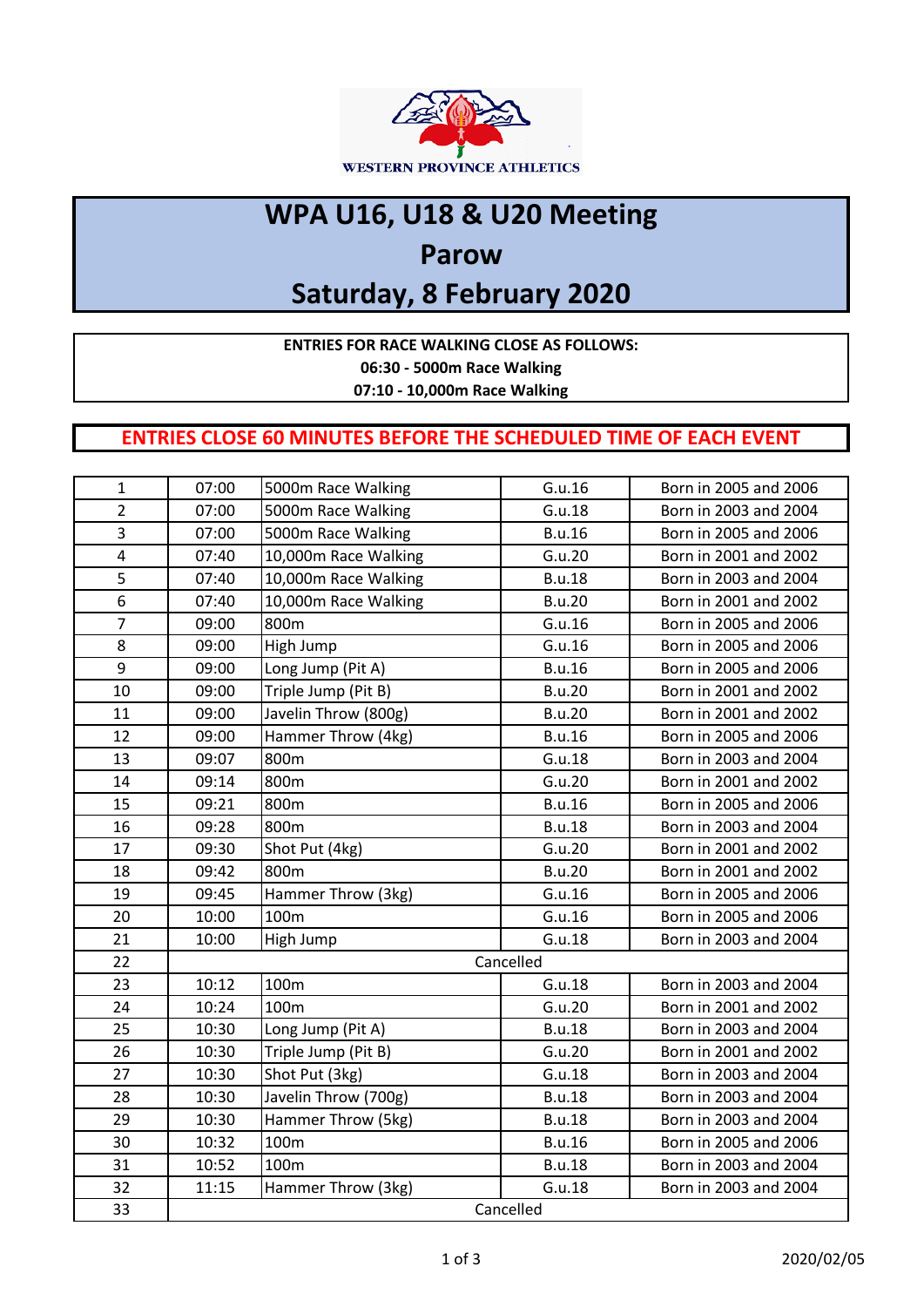WESTERN PROVINCE ATHLETICS

# WPA U16, U18 & U20 Meeting

# Parow

# Saturday, 8 February 2020

**ENTRIES FOR RACE WALKING CLOSE AS FOLLOWS:**
**06:30 - 5000m Race Walking**
**07:10 - 10,000m Race Walking**

**ENTRIES CLOSE 60 MINUTES BEFORE THE SCHEDULED TIME OF EACH EVENT**

| | | | | |
|---|---|---|---|---|
| 1 | 07:00 | 5000m Race Walking | G.u.16 | Born in 2005 and 2006 |
| 2 | 07:00 | 5000m Race Walking | G.u.18 | Born in 2003 and 2004 |
| 3 | 07:00 | 5000m Race Walking | B.u.16 | Born in 2005 and 2006 |
| 4 | 07:40 | 10,000m Race Walking | G.u.20 | Born in 2001 and 2002 |
| 5 | 07:40 | 10,000m Race Walking | B.u.18 | Born in 2003 and 2004 |
| 6 | 07:40 | 10,000m Race Walking | B.u.20 | Born in 2001 and 2002 |
| 7 | 09:00 | 800m | G.u.16 | Born in 2005 and 2006 |
| 8 | 09:00 | High Jump | G.u.16 | Born in 2005 and 2006 |
| 9 | 09:00 | Long Jump (Pit A) | B.u.16 | Born in 2005 and 2006 |
| 10 | 09:00 | Triple Jump (Pit B) | B.u.20 | Born in 2001 and 2002 |
| 11 | 09:00 | Javelin Throw (800g) | B.u.20 | Born in 2001 and 2002 |
| 12 | 09:00 | Hammer Throw (4kg) | B.u.16 | Born in 2005 and 2006 |
| 13 | 09:07 | 800m | G.u.18 | Born in 2003 and 2004 |
| 14 | 09:14 | 800m | G.u.20 | Born in 2001 and 2002 |
| 15 | 09:21 | 800m | B.u.16 | Born in 2005 and 2006 |
| 16 | 09:28 | 800m | B.u.18 | Born in 2003 and 2004 |
| 17 | 09:30 | Shot Put (4kg) | G.u.20 | Born in 2001 and 2002 |
| 18 | 09:42 | 800m | B.u.20 | Born in 2001 and 2002 |
| 19 | 09:45 | Hammer Throw (3kg) | G.u.16 | Born in 2005 and 2006 |
| 20 | 10:00 | 100m | G.u.16 | Born in 2005 and 2006 |
| 21 | 10:00 | High Jump | G.u.18 | Born in 2003 and 2004 |
| 22 | Cancelled | | | |
| 23 | 10:12 | 100m | G.u.18 | Born in 2003 and 2004 |
| 24 | 10:24 | 100m | G.u.20 | Born in 2001 and 2002 |
| 25 | 10:30 | Long Jump (Pit A) | B.u.18 | Born in 2003 and 2004 |
| 26 | 10:30 | Triple Jump (Pit B) | G.u.20 | Born in 2001 and 2002 |
| 27 | 10:30 | Shot Put (3kg) | G.u.18 | Born in 2003 and 2004 |
| 28 | 10:30 | Javelin Throw (700g) | B.u.18 | Born in 2003 and 2004 |
| 29 | 10:30 | Hammer Throw (5kg) | B.u.18 | Born in 2003 and 2004 |
| 30 | 10:32 | 100m | B.u.16 | Born in 2005 and 2006 |
| 31 | 10:52 | 100m | B.u.18 | Born in 2003 and 2004 |
| 32 | 11:15 | Hammer Throw (3kg) | G.u.18 | Born in 2003 and 2004 |
| 33 | Cancelled | | | |

2020/02/05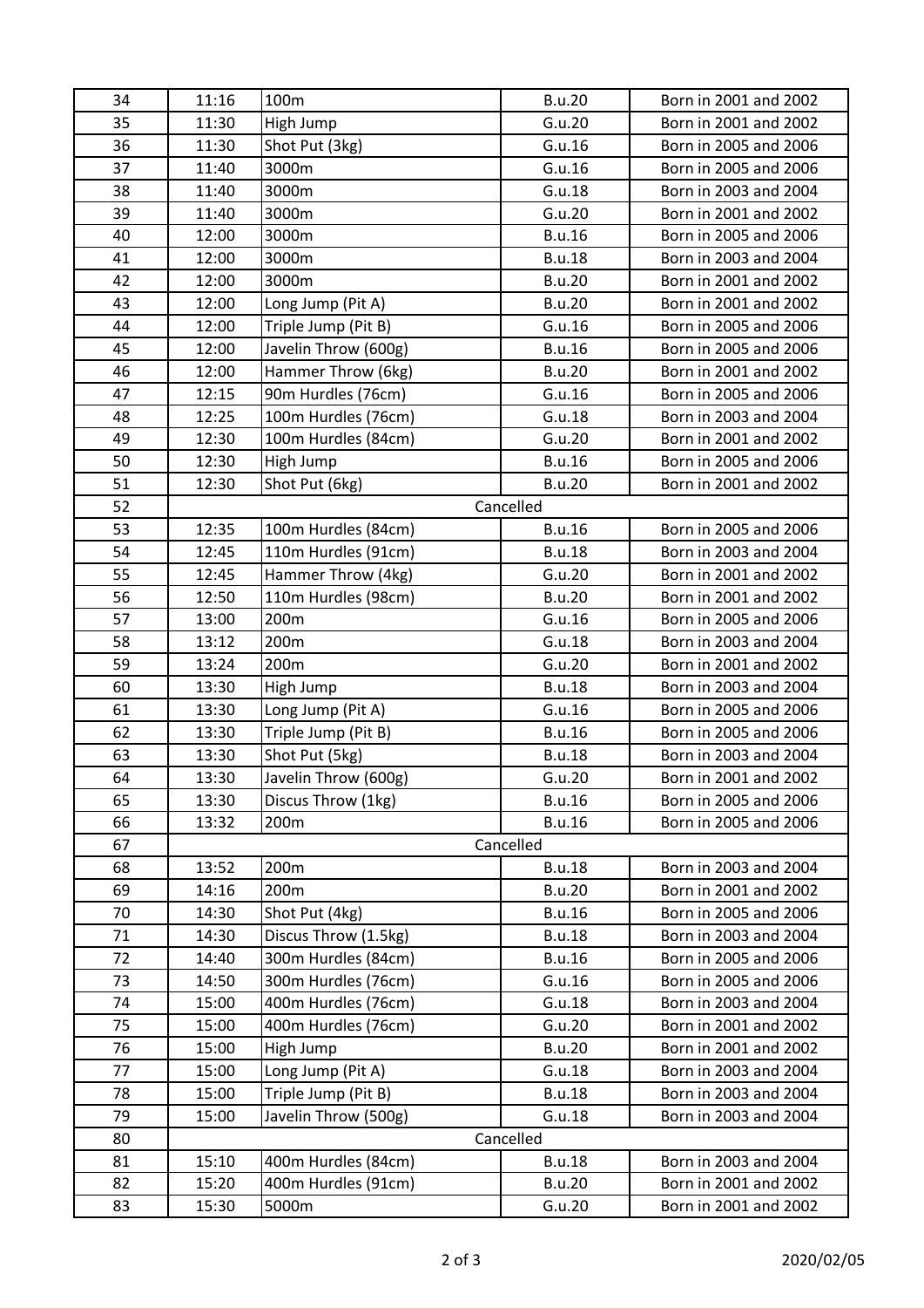| 34 | 11:16 | 100m | B.u.20 | Born in 2001 and 2002 |
|---|---|---|---|---|
| 35 | 11:30 | High Jump | G.u.20 | Born in 2001 and 2002 |
| 36 | 11:30 | Shot Put (3kg) | G.u.16 | Born in 2005 and 2006 |
| 37 | 11:40 | 3000m | G.u.16 | Born in 2005 and 2006 |
| 38 | 11:40 | 3000m | G.u.18 | Born in 2003 and 2004 |
| 39 | 11:40 | 3000m | G.u.20 | Born in 2001 and 2002 |
| 40 | 12:00 | 3000m | B.u.16 | Born in 2005 and 2006 |
| 41 | 12:00 | 3000m | B.u.18 | Born in 2003 and 2004 |
| 42 | 12:00 | 3000m | B.u.20 | Born in 2001 and 2002 |
| 43 | 12:00 | Long Jump (Pit A) | B.u.20 | Born in 2001 and 2002 |
| 44 | 12:00 | Triple Jump (Pit B) | G.u.16 | Born in 2005 and 2006 |
| 45 | 12:00 | Javelin Throw (600g) | B.u.16 | Born in 2005 and 2006 |
| 46 | 12:00 | Hammer Throw (6kg) | B.u.20 | Born in 2001 and 2002 |
| 47 | 12:15 | 90m Hurdles (76cm) | G.u.16 | Born in 2005 and 2006 |
| 48 | 12:25 | 100m Hurdles (76cm) | G.u.18 | Born in 2003 and 2004 |
| 49 | 12:30 | 100m Hurdles (84cm) | G.u.20 | Born in 2001 and 2002 |
| 50 | 12:30 | High Jump | B.u.16 | Born in 2005 and 2006 |
| 51 | 12:30 | Shot Put (6kg) | B.u.20 | Born in 2001 and 2002 |
| 52 | Cancelled | | | |
| 53 | 12:35 | 100m Hurdles (84cm) | B.u.16 | Born in 2005 and 2006 |
| 54 | 12:45 | 110m Hurdles (91cm) | B.u.18 | Born in 2003 and 2004 |
| 55 | 12:45 | Hammer Throw (4kg) | G.u.20 | Born in 2001 and 2002 |
| 56 | 12:50 | 110m Hurdles (98cm) | B.u.20 | Born in 2001 and 2002 |
| 57 | 13:00 | 200m | G.u.16 | Born in 2005 and 2006 |
| 58 | 13:12 | 200m | G.u.18 | Born in 2003 and 2004 |
| 59 | 13:24 | 200m | G.u.20 | Born in 2001 and 2002 |
| 60 | 13:30 | High Jump | B.u.18 | Born in 2003 and 2004 |
| 61 | 13:30 | Long Jump (Pit A) | G.u.16 | Born in 2005 and 2006 |
| 62 | 13:30 | Triple Jump (Pit B) | B.u.16 | Born in 2005 and 2006 |
| 63 | 13:30 | Shot Put (5kg) | B.u.18 | Born in 2003 and 2004 |
| 64 | 13:30 | Javelin Throw (600g) | G.u.20 | Born in 2001 and 2002 |
| 65 | 13:30 | Discus Throw (1kg) | B.u.16 | Born in 2005 and 2006 |
| 66 | 13:32 | 200m | B.u.16 | Born in 2005 and 2006 |
| 67 | Cancelled | | | |
| 68 | 13:52 | 200m | B.u.18 | Born in 2003 and 2004 |
| 69 | 14:16 | 200m | B.u.20 | Born in 2001 and 2002 |
| 70 | 14:30 | Shot Put (4kg) | B.u.16 | Born in 2005 and 2006 |
| 71 | 14:30 | Discus Throw (1.5kg) | B.u.18 | Born in 2003 and 2004 |
| 72 | 14:40 | 300m Hurdles (84cm) | B.u.16 | Born in 2005 and 2006 |
| 73 | 14:50 | 300m Hurdles (76cm) | G.u.16 | Born in 2005 and 2006 |
| 74 | 15:00 | 400m Hurdles (76cm) | G.u.18 | Born in 2003 and 2004 |
| 75 | 15:00 | 400m Hurdles (76cm) | G.u.20 | Born in 2001 and 2002 |
| 76 | 15:00 | High Jump | B.u.20 | Born in 2001 and 2002 |
| 77 | 15:00 | Long Jump (Pit A) | G.u.18 | Born in 2003 and 2004 |
| 78 | 15:00 | Triple Jump (Pit B) | B.u.18 | Born in 2003 and 2004 |
| 79 | 15:00 | Javelin Throw (500g) | G.u.18 | Born in 2003 and 2004 |
| 80 | Cancelled | | | |
| 81 | 15:10 | 400m Hurdles (84cm) | B.u.18 | Born in 2003 and 2004 |
| 82 | 15:20 | 400m Hurdles (91cm) | B.u.20 | Born in 2001 and 2002 |
| 83 | 15:30 | 5000m | G.u.20 | Born in 2001 and 2002 |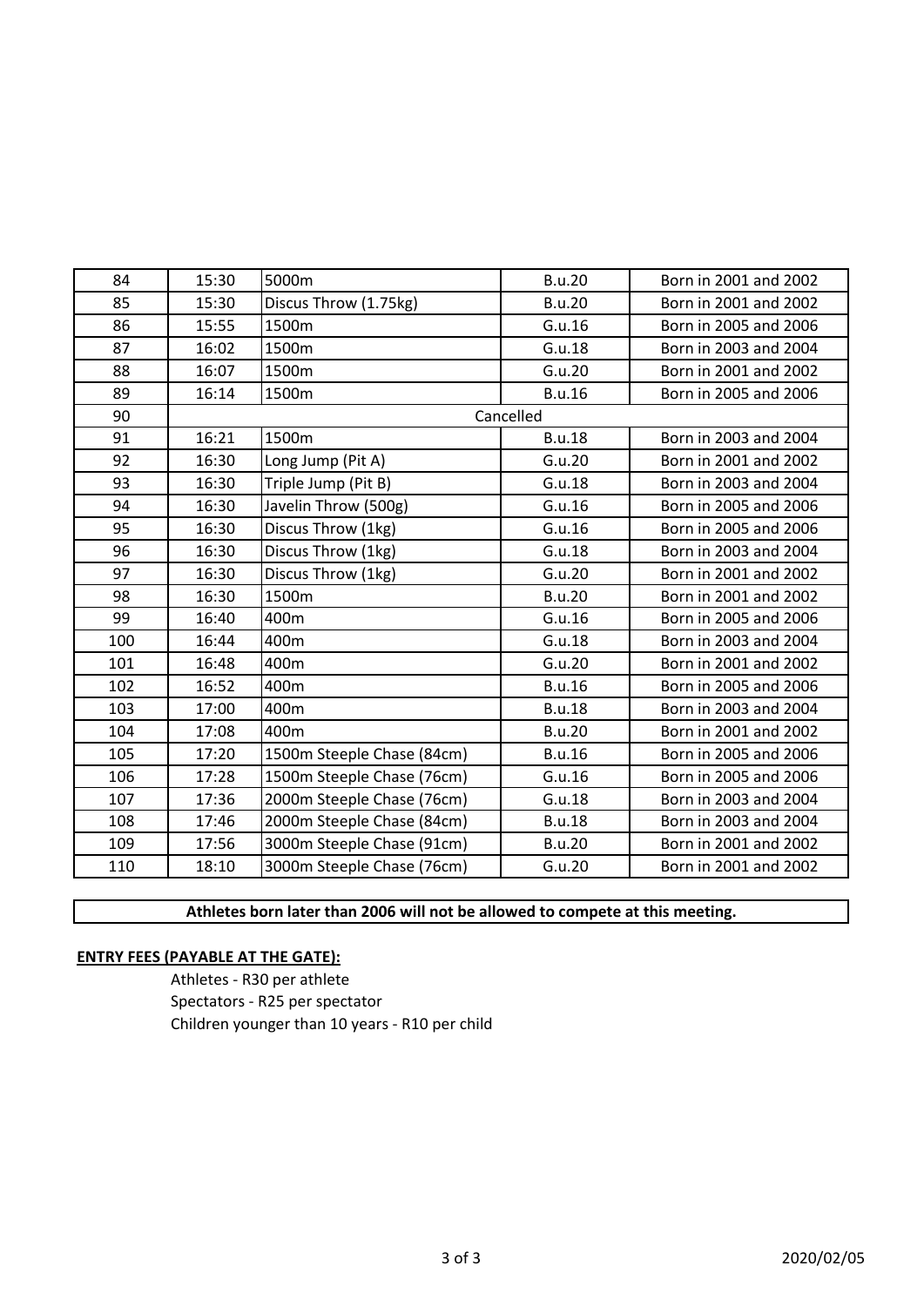| | | | | |
|---|---|---|---|---|
| 84 | 15:30 | 5000m | B.u.20 | Born in 2001 and 2002 |
| 85 | 15:30 | Discus Throw (1.75kg) | B.u.20 | Born in 2001 and 2002 |
| 86 | 15:55 | 1500m | G.u.16 | Born in 2005 and 2006 |
| 87 | 16:02 | 1500m | G.u.18 | Born in 2003 and 2004 |
| 88 | 16:07 | 1500m | G.u.20 | Born in 2001 and 2002 |
| 89 | 16:14 | 1500m | B.u.16 | Born in 2005 and 2006 |
| 90 | Cancelled | | | |
| 91 | 16:21 | 1500m | B.u.18 | Born in 2003 and 2004 |
| 92 | 16:30 | Long Jump (Pit A) | G.u.20 | Born in 2001 and 2002 |
| 93 | 16:30 | Triple Jump (Pit B) | G.u.18 | Born in 2003 and 2004 |
| 94 | 16:30 | Javelin Throw (500g) | G.u.16 | Born in 2005 and 2006 |
| 95 | 16:30 | Discus Throw (1kg) | G.u.16 | Born in 2005 and 2006 |
| 96 | 16:30 | Discus Throw (1kg) | G.u.18 | Born in 2003 and 2004 |
| 97 | 16:30 | Discus Throw (1kg) | G.u.20 | Born in 2001 and 2002 |
| 98 | 16:30 | 1500m | B.u.20 | Born in 2001 and 2002 |
| 99 | 16:40 | 400m | G.u.16 | Born in 2005 and 2006 |
| 100 | 16:44 | 400m | G.u.18 | Born in 2003 and 2004 |
| 101 | 16:48 | 400m | G.u.20 | Born in 2001 and 2002 |
| 102 | 16:52 | 400m | B.u.16 | Born in 2005 and 2006 |
| 103 | 17:00 | 400m | B.u.18 | Born in 2003 and 2004 |
| 104 | 17:08 | 400m | B.u.20 | Born in 2001 and 2002 |
| 105 | 17:20 | 1500m Steeple Chase (84cm) | B.u.16 | Born in 2005 and 2006 |
| 106 | 17:28 | 1500m Steeple Chase (76cm) | G.u.16 | Born in 2005 and 2006 |
| 107 | 17:36 | 2000m Steeple Chase (76cm) | G.u.18 | Born in 2003 and 2004 |
| 108 | 17:46 | 2000m Steeple Chase (84cm) | B.u.18 | Born in 2003 and 2004 |
| 109 | 17:56 | 3000m Steeple Chase (91cm) | B.u.20 | Born in 2001 and 2002 |
| 110 | 18:10 | 3000m Steeple Chase (76cm) | G.u.20 | Born in 2001 and 2002 |

**Athletes born later than 2006 will not be allowed to compete at this meeting.**

**ENTRY FEES (PAYABLE AT THE GATE):**

Athletes - R30 per athlete
Spectators - R25 per spectator
Children younger than 10 years - R10 per child

2020/02/05